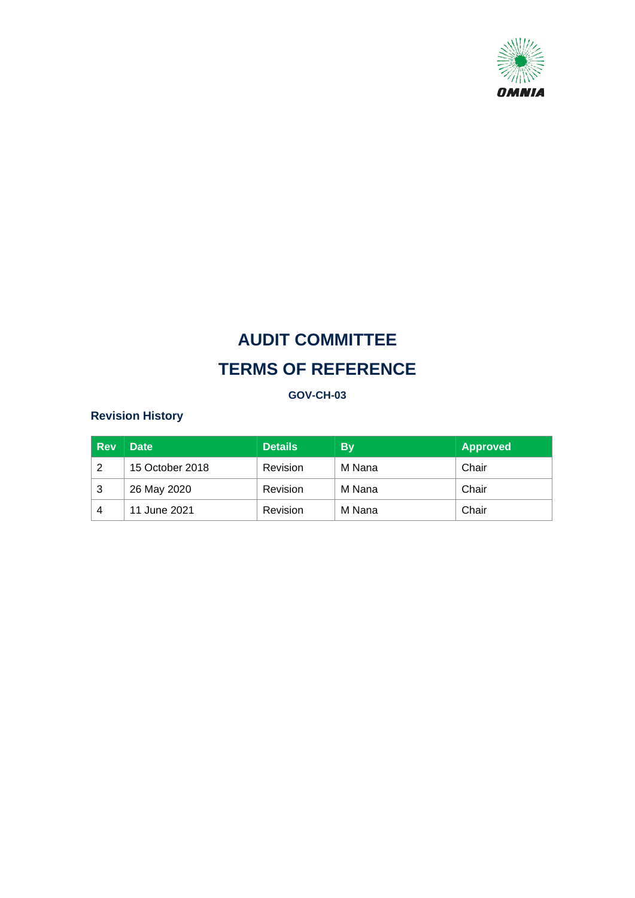OMNIA

# AUDIT COMMITTEE

# TERMS OF REFERENCE

**GOV-CH-03**

## Revision History

| Rev | Date | Details | By | Approved |
|---|---|---|---|---|
| 2 | 15 October 2018 | Revision | M Nana | Chair |
| 3 | 26 May 2020 | Revision | M Nana | Chair |
| 4 | 11 June 2021 | Revision | M Nana | Chair |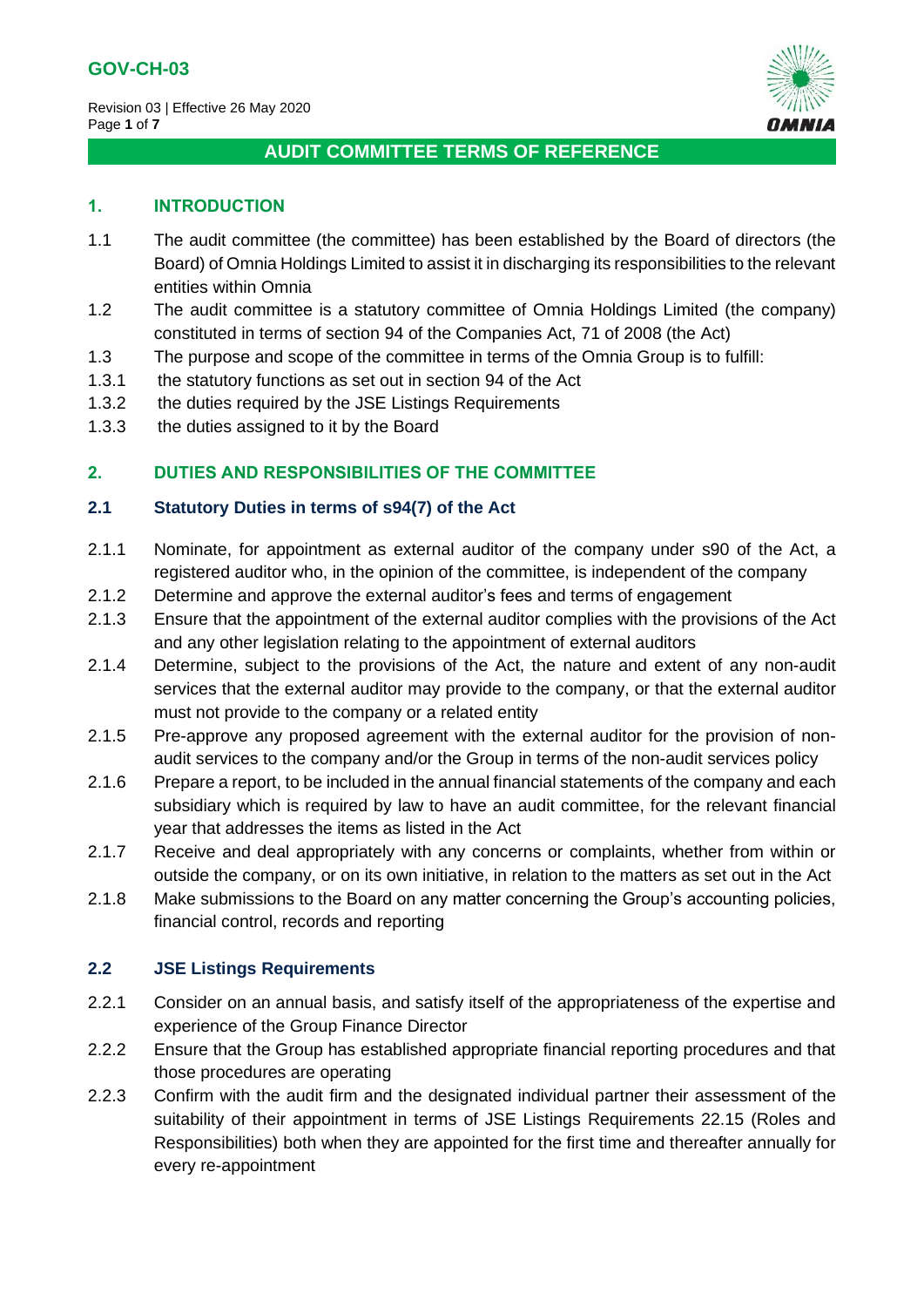# AUDIT COMMITTEE TERMS OF REFERENCE

## 1. INTRODUCTION

1.1 The audit committee (the committee) has been established by the Board of directors (the Board) of Omnia Holdings Limited to assist it in discharging its responsibilities to the relevant entities within Omnia

1.2 The audit committee is a statutory committee of Omnia Holdings Limited (the company) constituted in terms of section 94 of the Companies Act, 71 of 2008 (the Act)

1.3 The purpose and scope of the committee in terms of the Omnia Group is to fulfill:

1.3.1 the statutory functions as set out in section 94 of the Act

1.3.2 the duties required by the JSE Listings Requirements

1.3.3 the duties assigned to it by the Board

## 2. DUTIES AND RESPONSIBILITIES OF THE COMMITTEE

### 2.1 Statutory Duties in terms of s94(7) of the Act

2.1.1 Nominate, for appointment as external auditor of the company under s90 of the Act, a registered auditor who, in the opinion of the committee, is independent of the company

2.1.2 Determine and approve the external auditor's fees and terms of engagement

2.1.3 Ensure that the appointment of the external auditor complies with the provisions of the Act and any other legislation relating to the appointment of external auditors

2.1.4 Determine, subject to the provisions of the Act, the nature and extent of any non-audit services that the external auditor may provide to the company, or that the external auditor must not provide to the company or a related entity

2.1.5 Pre-approve any proposed agreement with the external auditor for the provision of non-audit services to the company and/or the Group in terms of the non-audit services policy

2.1.6 Prepare a report, to be included in the annual financial statements of the company and each subsidiary which is required by law to have an audit committee, for the relevant financial year that addresses the items as listed in the Act

2.1.7 Receive and deal appropriately with any concerns or complaints, whether from within or outside the company, or on its own initiative, in relation to the matters as set out in the Act

2.1.8 Make submissions to the Board on any matter concerning the Group's accounting policies, financial control, records and reporting

### 2.2 JSE Listings Requirements

2.2.1 Consider on an annual basis, and satisfy itself of the appropriateness of the expertise and experience of the Group Finance Director

2.2.2 Ensure that the Group has established appropriate financial reporting procedures and that those procedures are operating

2.2.3 Confirm with the audit firm and the designated individual partner their assessment of the suitability of their appointment in terms of JSE Listings Requirements 22.15 (Roles and Responsibilities) both when they are appointed for the first time and thereafter annually for every re-appointment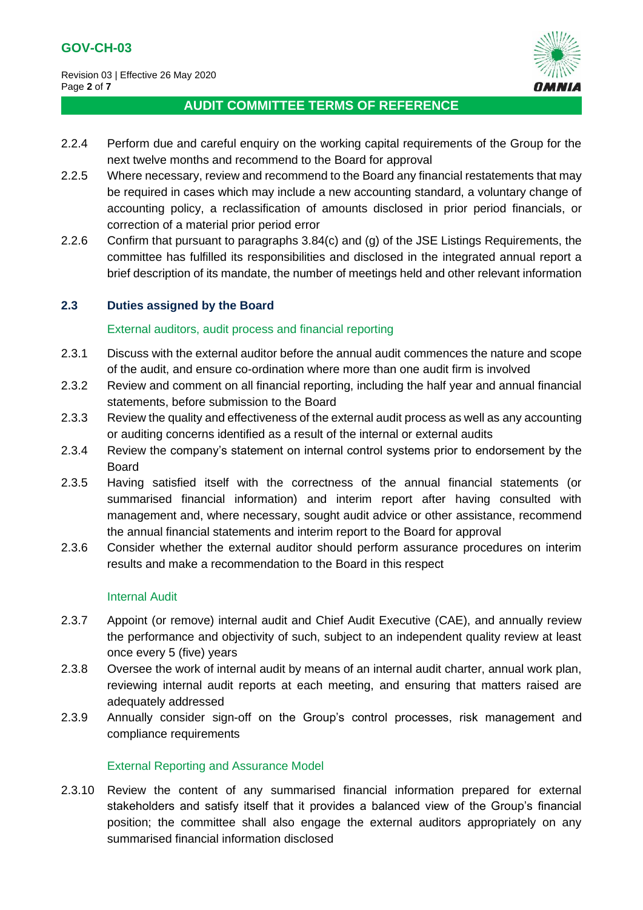2.2.4 Perform due and careful enquiry on the working capital requirements of the Group for the next twelve months and recommend to the Board for approval

2.2.5 Where necessary, review and recommend to the Board any financial restatements that may be required in cases which may include a new accounting standard, a voluntary change of accounting policy, a reclassification of amounts disclosed in prior period financials, or correction of a material prior period error

2.2.6 Confirm that pursuant to paragraphs 3.84(c) and (g) of the JSE Listings Requirements, the committee has fulfilled its responsibilities and disclosed in the integrated annual report a brief description of its mandate, the number of meetings held and other relevant information

### 2.3 Duties assigned by the Board

External auditors, audit process and financial reporting

2.3.1 Discuss with the external auditor before the annual audit commences the nature and scope of the audit, and ensure co-ordination where more than one audit firm is involved

2.3.2 Review and comment on all financial reporting, including the half year and annual financial statements, before submission to the Board

2.3.3 Review the quality and effectiveness of the external audit process as well as any accounting or auditing concerns identified as a result of the internal or external audits

2.3.4 Review the company's statement on internal control systems prior to endorsement by the Board

2.3.5 Having satisfied itself with the correctness of the annual financial statements (or summarised financial information) and interim report after having consulted with management and, where necessary, sought audit advice or other assistance, recommend the annual financial statements and interim report to the Board for approval

2.3.6 Consider whether the external auditor should perform assurance procedures on interim results and make a recommendation to the Board in this respect

Internal Audit

2.3.7 Appoint (or remove) internal audit and Chief Audit Executive (CAE), and annually review the performance and objectivity of such, subject to an independent quality review at least once every 5 (five) years

2.3.8 Oversee the work of internal audit by means of an internal audit charter, annual work plan, reviewing internal audit reports at each meeting, and ensuring that matters raised are adequately addressed

2.3.9 Annually consider sign-off on the Group's control processes, risk management and compliance requirements

External Reporting and Assurance Model

2.3.10 Review the content of any summarised financial information prepared for external stakeholders and satisfy itself that it provides a balanced view of the Group's financial position; the committee shall also engage the external auditors appropriately on any summarised financial information disclosed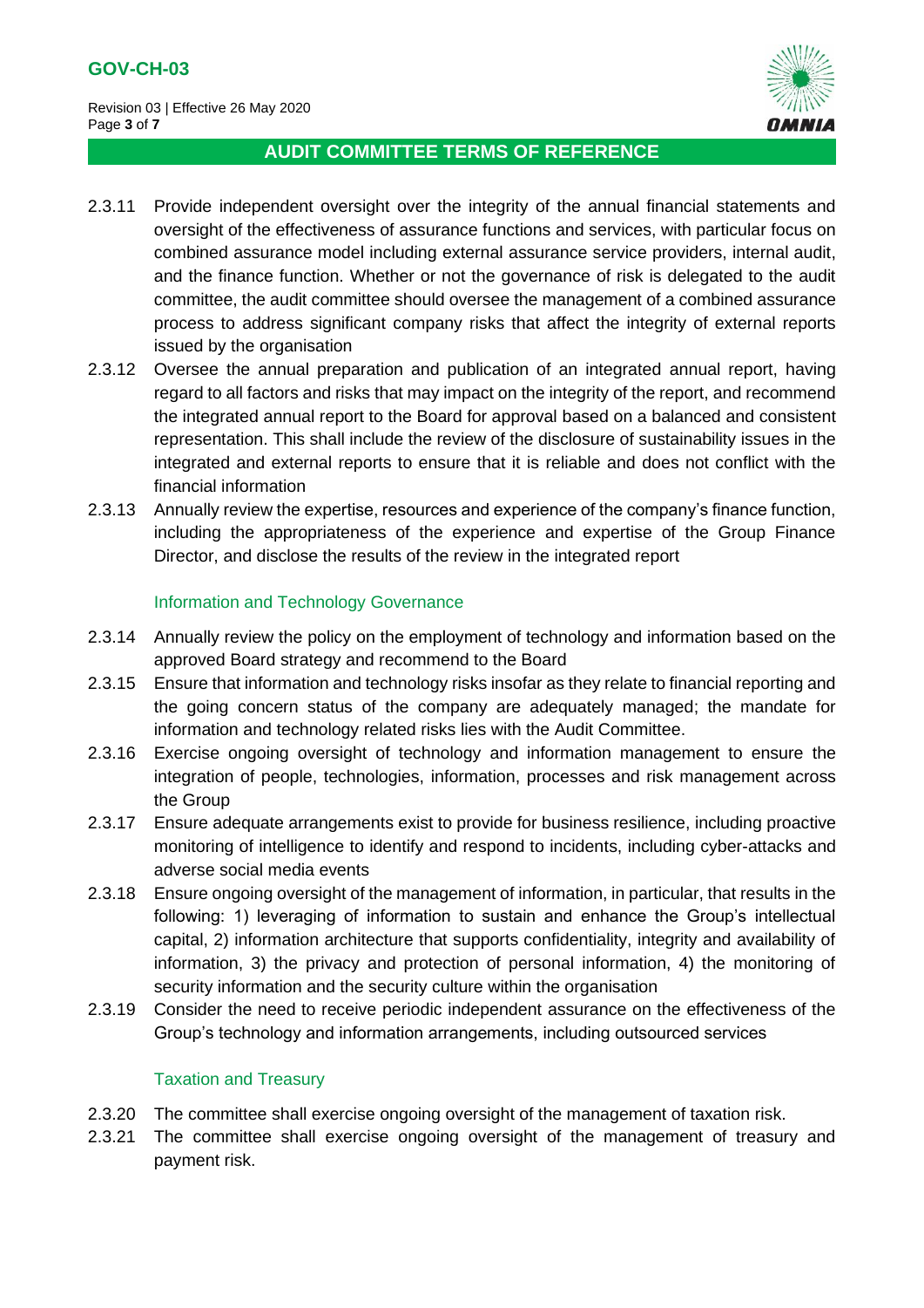2.3.11 Provide independent oversight over the integrity of the annual financial statements and oversight of the effectiveness of assurance functions and services, with particular focus on combined assurance model including external assurance service providers, internal audit, and the finance function. Whether or not the governance of risk is delegated to the audit committee, the audit committee should oversee the management of a combined assurance process to address significant company risks that affect the integrity of external reports issued by the organisation

2.3.12 Oversee the annual preparation and publication of an integrated annual report, having regard to all factors and risks that may impact on the integrity of the report, and recommend the integrated annual report to the Board for approval based on a balanced and consistent representation. This shall include the review of the disclosure of sustainability issues in the integrated and external reports to ensure that it is reliable and does not conflict with the financial information

2.3.13 Annually review the expertise, resources and experience of the company's finance function, including the appropriateness of the experience and expertise of the Group Finance Director, and disclose the results of the review in the integrated report

### Information and Technology Governance

2.3.14 Annually review the policy on the employment of technology and information based on the approved Board strategy and recommend to the Board

2.3.15 Ensure that information and technology risks insofar as they relate to financial reporting and the going concern status of the company are adequately managed; the mandate for information and technology related risks lies with the Audit Committee.

2.3.16 Exercise ongoing oversight of technology and information management to ensure the integration of people, technologies, information, processes and risk management across the Group

2.3.17 Ensure adequate arrangements exist to provide for business resilience, including proactive monitoring of intelligence to identify and respond to incidents, including cyber-attacks and adverse social media events

2.3.18 Ensure ongoing oversight of the management of information, in particular, that results in the following: 1) leveraging of information to sustain and enhance the Group's intellectual capital, 2) information architecture that supports confidentiality, integrity and availability of information, 3) the privacy and protection of personal information, 4) the monitoring of security information and the security culture within the organisation

2.3.19 Consider the need to receive periodic independent assurance on the effectiveness of the Group's technology and information arrangements, including outsourced services

### Taxation and Treasury

2.3.20 The committee shall exercise ongoing oversight of the management of taxation risk.

2.3.21 The committee shall exercise ongoing oversight of the management of treasury and payment risk.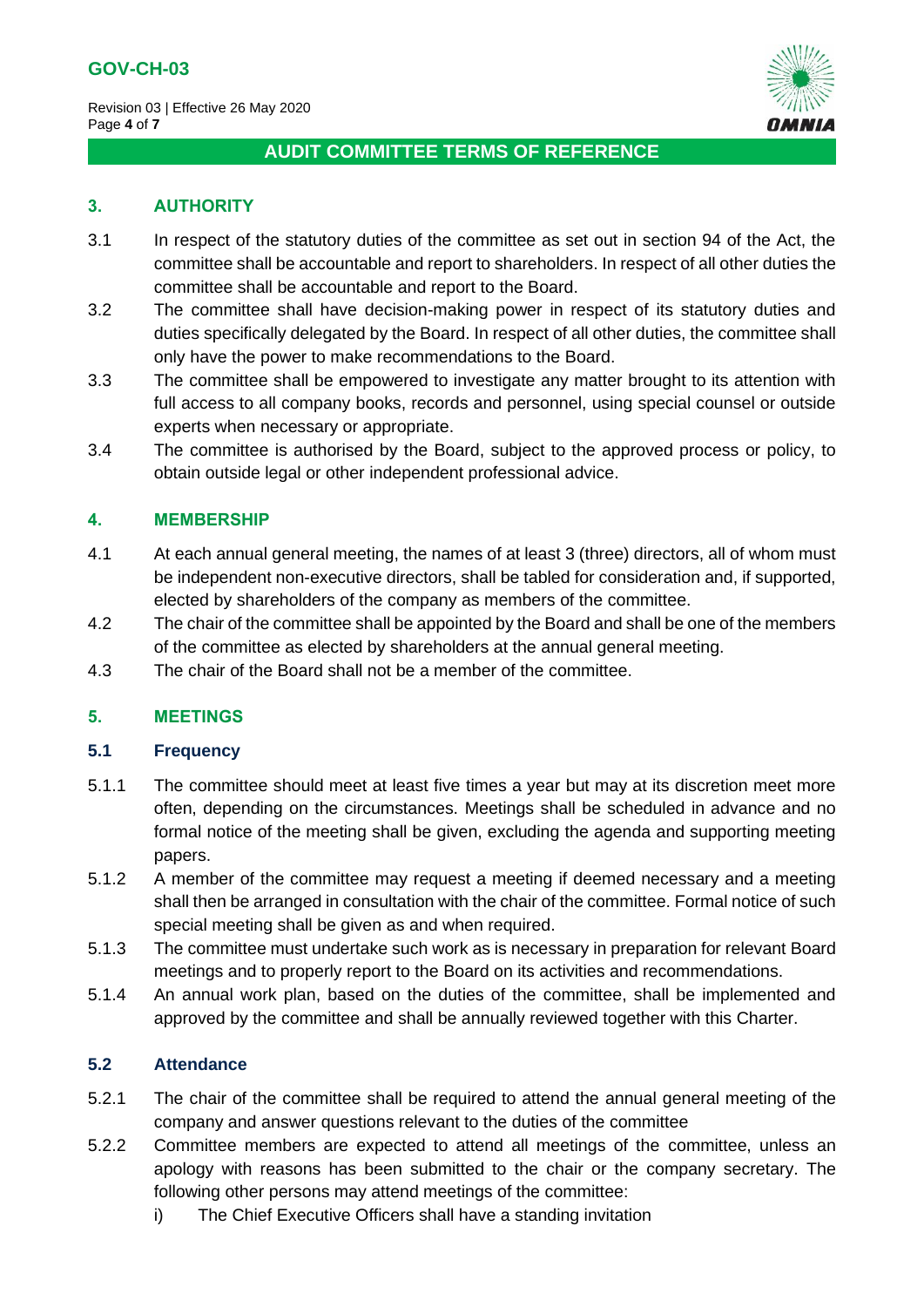## 3. AUTHORITY

3.1 In respect of the statutory duties of the committee as set out in section 94 of the Act, the committee shall be accountable and report to shareholders. In respect of all other duties the committee shall be accountable and report to the Board.

3.2 The committee shall have decision-making power in respect of its statutory duties and duties specifically delegated by the Board. In respect of all other duties, the committee shall only have the power to make recommendations to the Board.

3.3 The committee shall be empowered to investigate any matter brought to its attention with full access to all company books, records and personnel, using special counsel or outside experts when necessary or appropriate.

3.4 The committee is authorised by the Board, subject to the approved process or policy, to obtain outside legal or other independent professional advice.

## 4. MEMBERSHIP

4.1 At each annual general meeting, the names of at least 3 (three) directors, all of whom must be independent non-executive directors, shall be tabled for consideration and, if supported, elected by shareholders of the company as members of the committee.

4.2 The chair of the committee shall be appointed by the Board and shall be one of the members of the committee as elected by shareholders at the annual general meeting.

4.3 The chair of the Board shall not be a member of the committee.

## 5. MEETINGS

### 5.1 Frequency

5.1.1 The committee should meet at least five times a year but may at its discretion meet more often, depending on the circumstances. Meetings shall be scheduled in advance and no formal notice of the meeting shall be given, excluding the agenda and supporting meeting papers.

5.1.2 A member of the committee may request a meeting if deemed necessary and a meeting shall then be arranged in consultation with the chair of the committee. Formal notice of such special meeting shall be given as and when required.

5.1.3 The committee must undertake such work as is necessary in preparation for relevant Board meetings and to properly report to the Board on its activities and recommendations.

5.1.4 An annual work plan, based on the duties of the committee, shall be implemented and approved by the committee and shall be annually reviewed together with this Charter.

### 5.2 Attendance

5.2.1 The chair of the committee shall be required to attend the annual general meeting of the company and answer questions relevant to the duties of the committee

5.2.2 Committee members are expected to attend all meetings of the committee, unless an apology with reasons has been submitted to the chair or the company secretary. The following other persons may attend meetings of the committee:

i) The Chief Executive Officers shall have a standing invitation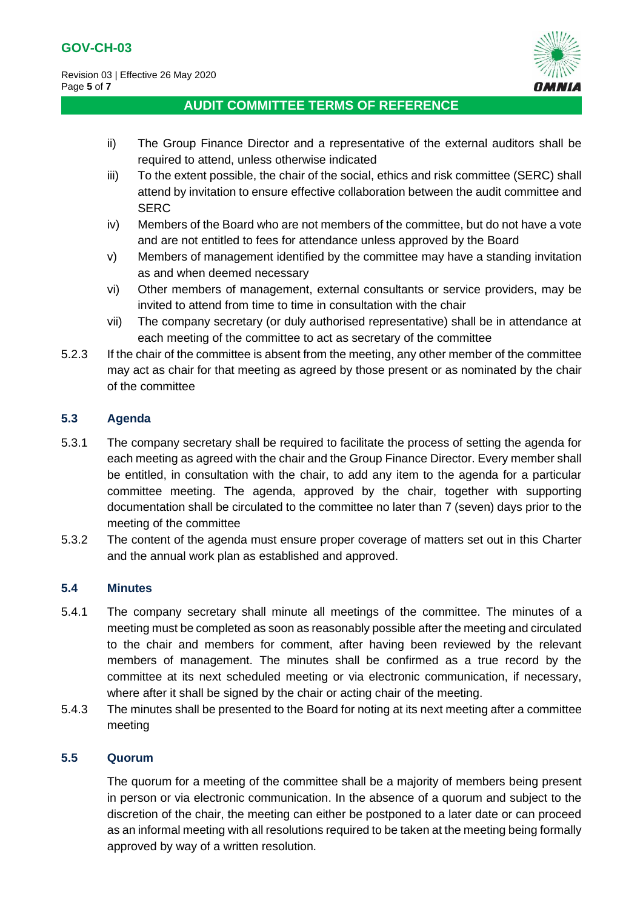ii) The Group Finance Director and a representative of the external auditors shall be required to attend, unless otherwise indicated

iii) To the extent possible, the chair of the social, ethics and risk committee (SERC) shall attend by invitation to ensure effective collaboration between the audit committee and SERC

iv) Members of the Board who are not members of the committee, but do not have a vote and are not entitled to fees for attendance unless approved by the Board

v) Members of management identified by the committee may have a standing invitation as and when deemed necessary

vi) Other members of management, external consultants or service providers, may be invited to attend from time to time in consultation with the chair

vii) The company secretary (or duly authorised representative) shall be in attendance at each meeting of the committee to act as secretary of the committee

5.2.3 If the chair of the committee is absent from the meeting, any other member of the committee may act as chair for that meeting as agreed by those present or as nominated by the chair of the committee

### 5.3 Agenda

5.3.1 The company secretary shall be required to facilitate the process of setting the agenda for each meeting as agreed with the chair and the Group Finance Director. Every member shall be entitled, in consultation with the chair, to add any item to the agenda for a particular committee meeting. The agenda, approved by the chair, together with supporting documentation shall be circulated to the committee no later than 7 (seven) days prior to the meeting of the committee

5.3.2 The content of the agenda must ensure proper coverage of matters set out in this Charter and the annual work plan as established and approved.

### 5.4 Minutes

5.4.1 The company secretary shall minute all meetings of the committee. The minutes of a meeting must be completed as soon as reasonably possible after the meeting and circulated to the chair and members for comment, after having been reviewed by the relevant members of management. The minutes shall be confirmed as a true record by the committee at its next scheduled meeting or via electronic communication, if necessary, where after it shall be signed by the chair or acting chair of the meeting.

5.4.3 The minutes shall be presented to the Board for noting at its next meeting after a committee meeting

### 5.5 Quorum

The quorum for a meeting of the committee shall be a majority of members being present in person or via electronic communication. In the absence of a quorum and subject to the discretion of the chair, the meeting can either be postponed to a later date or can proceed as an informal meeting with all resolutions required to be taken at the meeting being formally approved by way of a written resolution.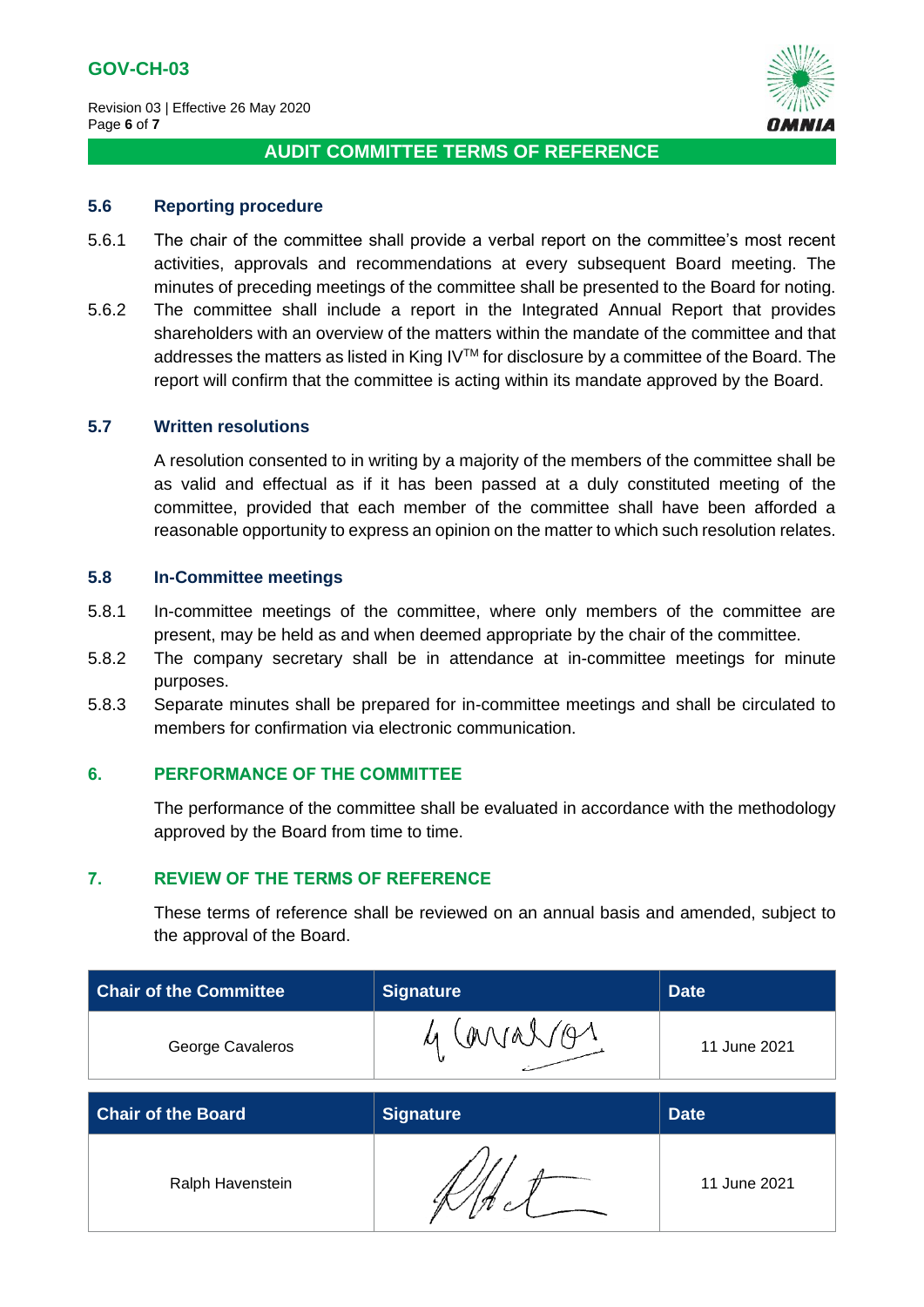### 5.6 Reporting procedure

5.6.1 The chair of the committee shall provide a verbal report on the committee's most recent activities, approvals and recommendations at every subsequent Board meeting. The minutes of preceding meetings of the committee shall be presented to the Board for noting.

5.6.2 The committee shall include a report in the Integrated Annual Report that provides shareholders with an overview of the matters within the mandate of the committee and that addresses the matters as listed in King IV™ for disclosure by a committee of the Board. The report will confirm that the committee is acting within its mandate approved by the Board.

### 5.7 Written resolutions

A resolution consented to in writing by a majority of the members of the committee shall be as valid and effectual as if it has been passed at a duly constituted meeting of the committee, provided that each member of the committee shall have been afforded a reasonable opportunity to express an opinion on the matter to which such resolution relates.

### 5.8 In-Committee meetings

5.8.1 In-committee meetings of the committee, where only members of the committee are present, may be held as and when deemed appropriate by the chair of the committee.

5.8.2 The company secretary shall be in attendance at in-committee meetings for minute purposes.

5.8.3 Separate minutes shall be prepared for in-committee meetings and shall be circulated to members for confirmation via electronic communication.

## 6. PERFORMANCE OF THE COMMITTEE

The performance of the committee shall be evaluated in accordance with the methodology approved by the Board from time to time.

## 7. REVIEW OF THE TERMS OF REFERENCE

These terms of reference shall be reviewed on an annual basis and amended, subject to the approval of the Board.

| Chair of the Committee | Signature | Date |
|---|---|---|
| George Cavaleros | [signature] | 11 June 2021 |

| Chair of the Board | Signature | Date |
|---|---|---|
| Ralph Havenstein | [signature] | 11 June 2021 |